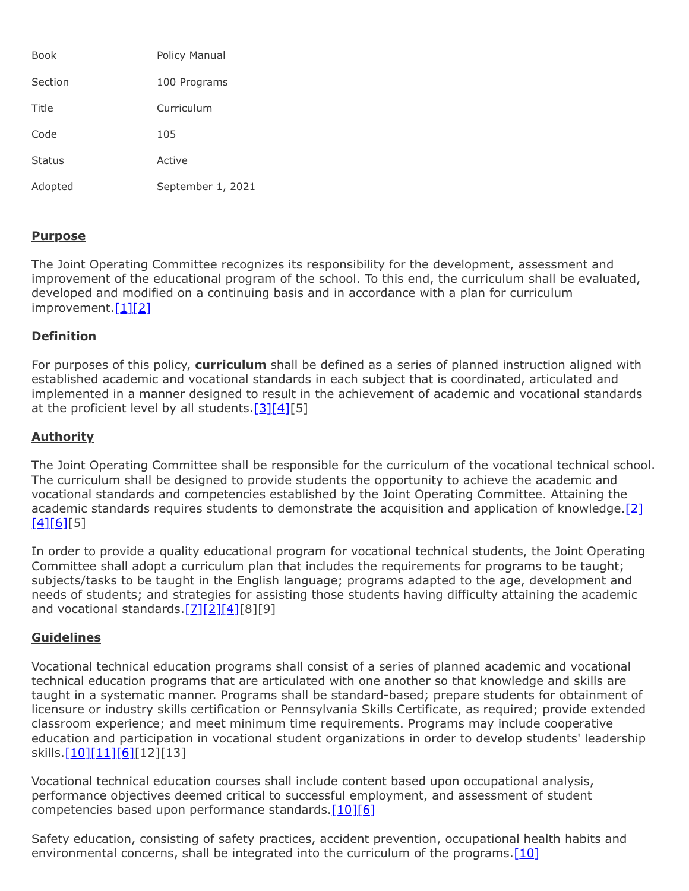| | |
|---|---|
| Book | Policy Manual |
| Section | 100 Programs |
| Title | Curriculum |
| Code | 105 |
| Status | Active |
| Adopted | September 1, 2021 |

## Purpose

The Joint Operating Committee recognizes its responsibility for the development, assessment and improvement of the educational program of the school. To this end, the curriculum shall be evaluated, developed and modified on a continuing basis and in accordance with a plan for curriculum improvement.[1][2]

## Definition

For purposes of this policy, **curriculum** shall be defined as a series of planned instruction aligned with established academic and vocational standards in each subject that is coordinated, articulated and implemented in a manner designed to result in the achievement of academic and vocational standards at the proficient level by all students.[3][4][5]

## Authority

The Joint Operating Committee shall be responsible for the curriculum of the vocational technical school. The curriculum shall be designed to provide students the opportunity to achieve the academic and vocational standards and competencies established by the Joint Operating Committee. Attaining the academic standards requires students to demonstrate the acquisition and application of knowledge.[2][4][6][5]

In order to provide a quality educational program for vocational technical students, the Joint Operating Committee shall adopt a curriculum plan that includes the requirements for programs to be taught; subjects/tasks to be taught in the English language; programs adapted to the age, development and needs of students; and strategies for assisting those students having difficulty attaining the academic and vocational standards.[7][2][4][8][9]

## Guidelines

Vocational technical education programs shall consist of a series of planned academic and vocational technical education programs that are articulated with one another so that knowledge and skills are taught in a systematic manner. Programs shall be standard-based; prepare students for obtainment of licensure or industry skills certification or Pennsylvania Skills Certificate, as required; provide extended classroom experience; and meet minimum time requirements. Programs may include cooperative education and participation in vocational student organizations in order to develop students' leadership skills.[10][11][6][12][13]

Vocational technical education courses shall include content based upon occupational analysis, performance objectives deemed critical to successful employment, and assessment of student competencies based upon performance standards.[10][6]

Safety education, consisting of safety practices, accident prevention, occupational health habits and environmental concerns, shall be integrated into the curriculum of the programs.[10]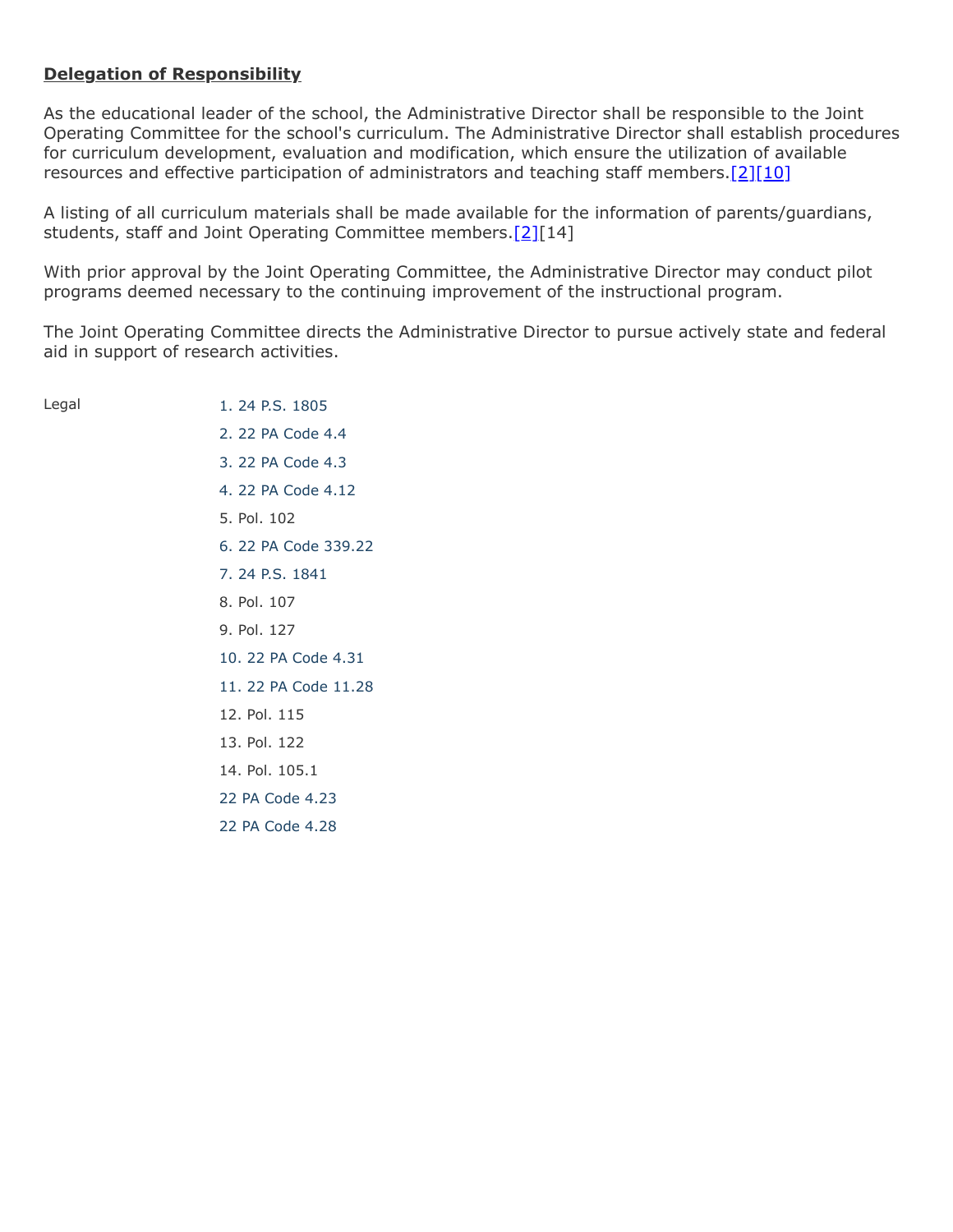**Delegation of Responsibility**

As the educational leader of the school, the Administrative Director shall be responsible to the Joint Operating Committee for the school's curriculum. The Administrative Director shall establish procedures for curriculum development, evaluation and modification, which ensure the utilization of available resources and effective participation of administrators and teaching staff members.[2][10]

A listing of all curriculum materials shall be made available for the information of parents/guardians, students, staff and Joint Operating Committee members.[2][14]

With prior approval by the Joint Operating Committee, the Administrative Director may conduct pilot programs deemed necessary to the continuing improvement of the instructional program.

The Joint Operating Committee directs the Administrative Director to pursue actively state and federal aid in support of research activities.

Legal

1. 24 P.S. 1805
2. 22 PA Code 4.4
3. 22 PA Code 4.3
4. 22 PA Code 4.12
5. Pol. 102
6. 22 PA Code 339.22
7. 24 P.S. 1841
8. Pol. 107
9. Pol. 127
10. 22 PA Code 4.31
11. 22 PA Code 11.28
12. Pol. 115
13. Pol. 122
14. Pol. 105.1

22 PA Code 4.23

22 PA Code 4.28